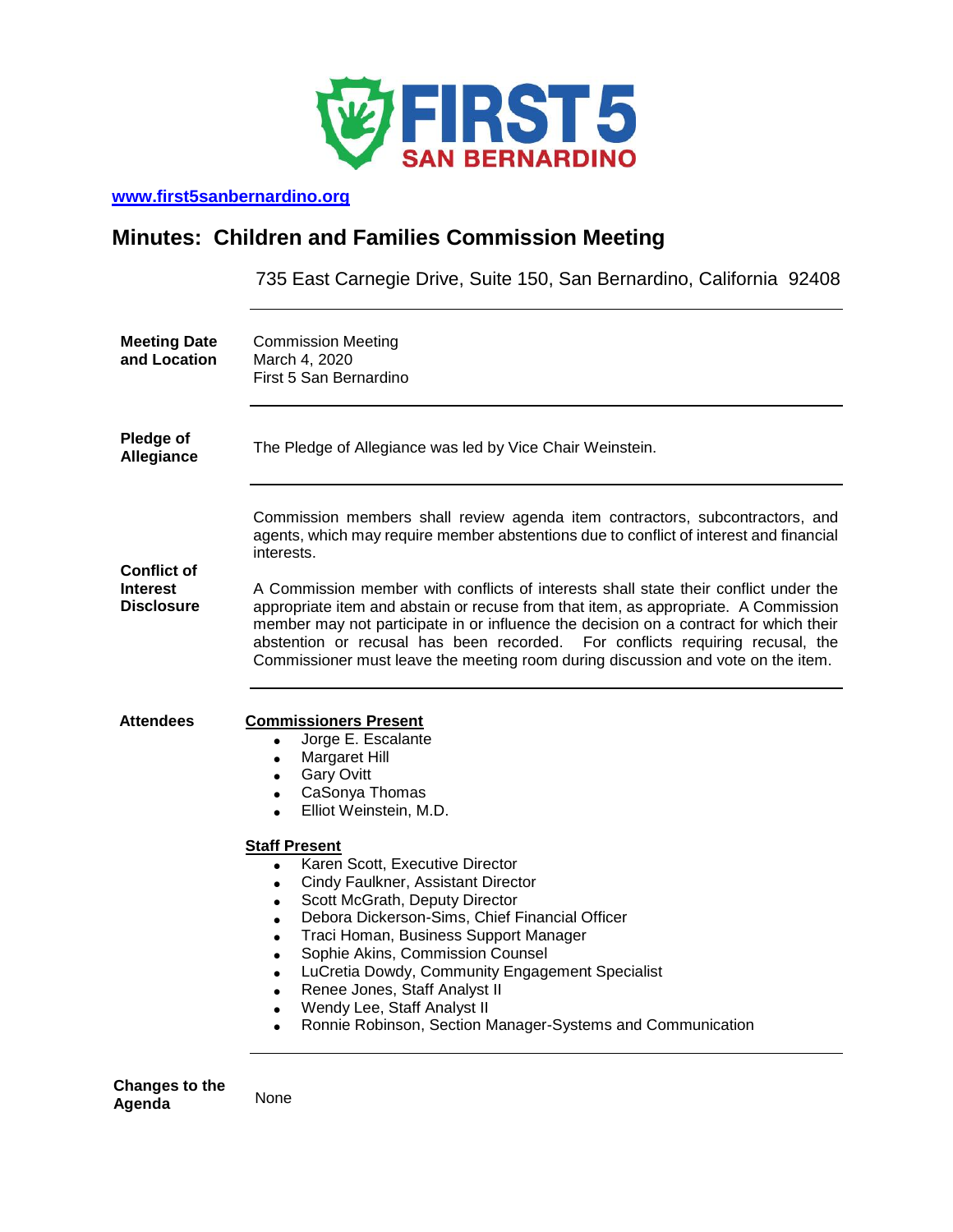FIRST 5 SAN BERNARDINO

[www.first5sanbernardino.org](http://www.first5sanbernardino.org)

# Minutes: Children and Families Commission Meeting

735 East Carnegie Drive, Suite 150, San Bernardino, California 92408

---

**Meeting Date and Location**

Commission Meeting
March 4, 2020
First 5 San Bernardino

---

**Pledge of Allegiance**

The Pledge of Allegiance was led by Vice Chair Weinstein.

---

**Conflict of Interest Disclosure**

Commission members shall review agenda item contractors, subcontractors, and agents, which may require member abstentions due to conflict of interest and financial interests.

A Commission member with conflicts of interests shall state their conflict under the appropriate item and abstain or recuse from that item, as appropriate. A Commission member may not participate in or influence the decision on a contract for which their abstention or recusal has been recorded. For conflicts requiring recusal, the Commissioner must leave the meeting room during discussion and vote on the item.

---

**Attendees**

**Commissioners Present**

- Jorge E. Escalante
- Margaret Hill
- Gary Ovitt
- CaSonya Thomas
- Elliot Weinstein, M.D.

**Staff Present**

- Karen Scott, Executive Director
- Cindy Faulkner, Assistant Director
- Scott McGrath, Deputy Director
- Debora Dickerson-Sims, Chief Financial Officer
- Traci Homan, Business Support Manager
- Sophie Akins, Commission Counsel
- LuCretia Dowdy, Community Engagement Specialist
- Renee Jones, Staff Analyst II
- Wendy Lee, Staff Analyst II
- Ronnie Robinson, Section Manager-Systems and Communication

---

**Changes to the Agenda**

None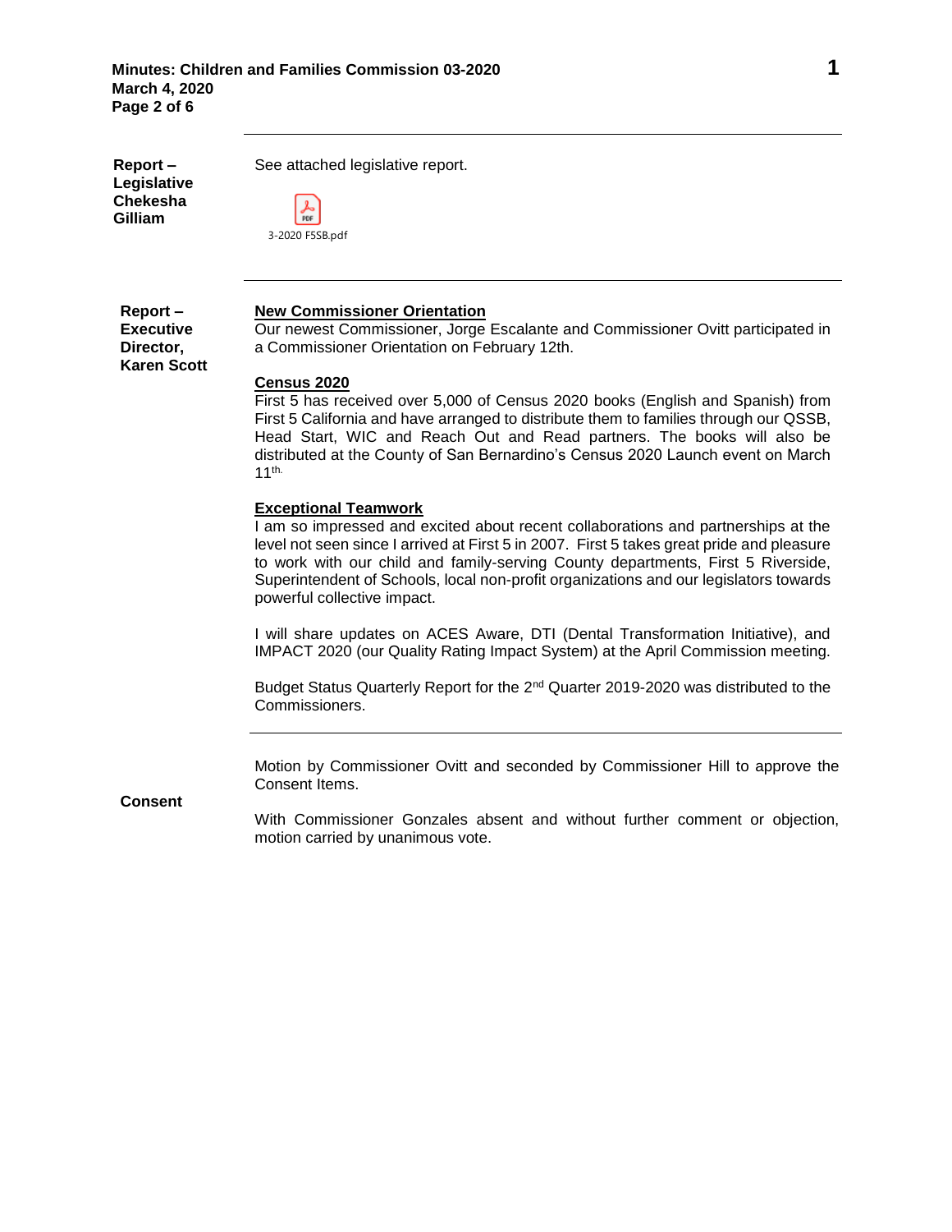**Report – Legislative Chekesha Gilliam**

See attached legislative report.

3-2020 F5SB.pdf

**Report – Executive Director, Karen Scott**

**New Commissioner Orientation**
Our newest Commissioner, Jorge Escalante and Commissioner Ovitt participated in a Commissioner Orientation on February 12th.

**Census 2020**
First 5 has received over 5,000 of Census 2020 books (English and Spanish) from First 5 California and have arranged to distribute them to families through our QSSB, Head Start, WIC and Reach Out and Read partners. The books will also be distributed at the County of San Bernardino's Census 2020 Launch event on March 11th.

**Exceptional Teamwork**
I am so impressed and excited about recent collaborations and partnerships at the level not seen since I arrived at First 5 in 2007. First 5 takes great pride and pleasure to work with our child and family-serving County departments, First 5 Riverside, Superintendent of Schools, local non-profit organizations and our legislators towards powerful collective impact.

I will share updates on ACES Aware, DTI (Dental Transformation Initiative), and IMPACT 2020 (our Quality Rating Impact System) at the April Commission meeting.

Budget Status Quarterly Report for the 2nd Quarter 2019-2020 was distributed to the Commissioners.

**Consent**

Motion by Commissioner Ovitt and seconded by Commissioner Hill to approve the Consent Items.

With Commissioner Gonzales absent and without further comment or objection, motion carried by unanimous vote.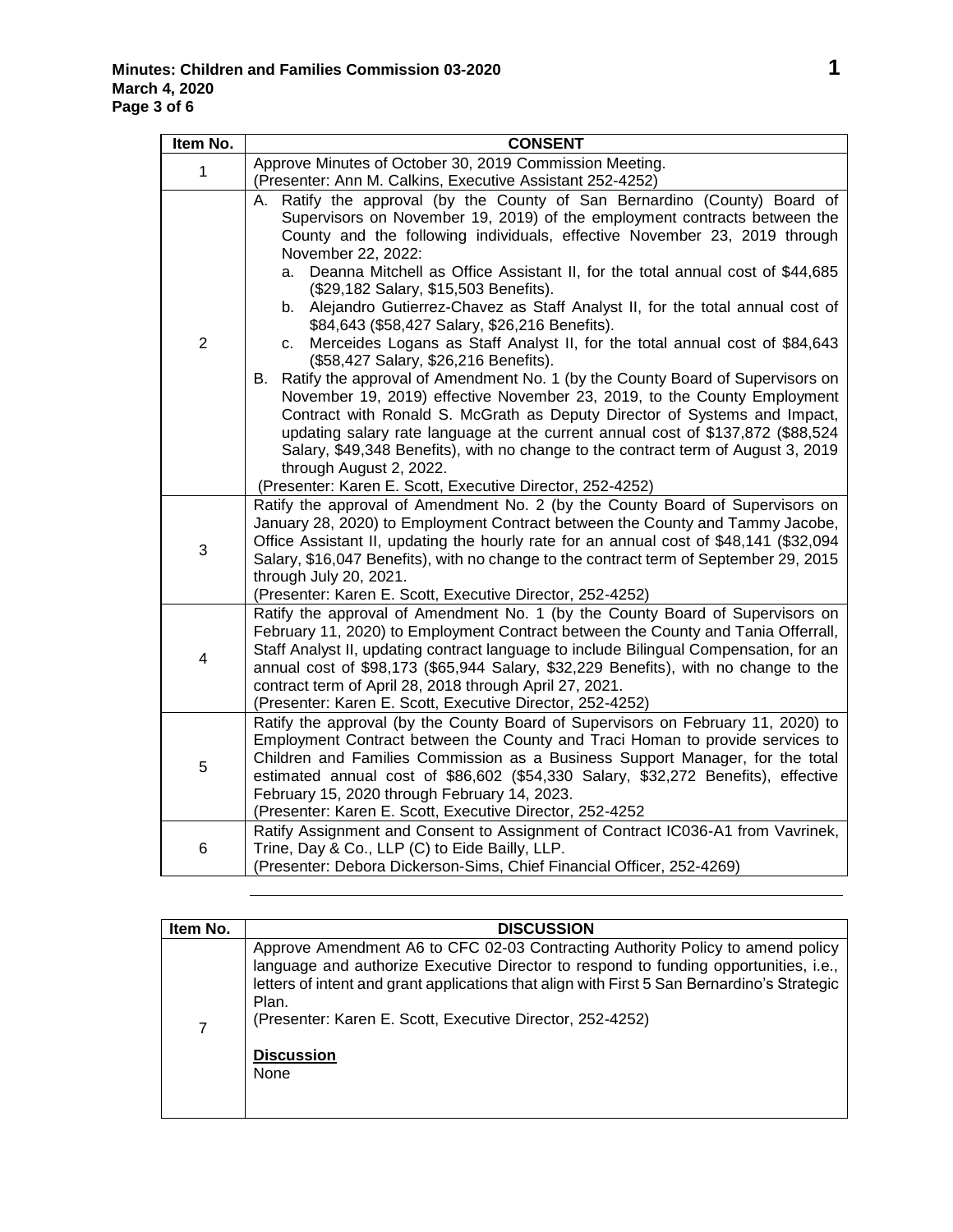| Item No. | CONSENT |
|---|---|
| 1 | Approve Minutes of October 30, 2019 Commission Meeting.<br>(Presenter: Ann M. Calkins, Executive Assistant 252-4252) |
| 2 | A. Ratify the approval (by the County of San Bernardino (County) Board of Supervisors on November 19, 2019) of the employment contracts between the County and the following individuals, effective November 23, 2019 through November 22, 2022:<br>a. Deanna Mitchell as Office Assistant II, for the total annual cost of $44,685 ($29,182 Salary, $15,503 Benefits).<br>b. Alejandro Gutierrez-Chavez as Staff Analyst II, for the total annual cost of $84,643 ($58,427 Salary, $26,216 Benefits).<br>c. Merceides Logans as Staff Analyst II, for the total annual cost of $84,643 ($58,427 Salary, $26,216 Benefits).<br>B. Ratify the approval of Amendment No. 1 (by the County Board of Supervisors on November 19, 2019) effective November 23, 2019, to the County Employment Contract with Ronald S. McGrath as Deputy Director of Systems and Impact, updating salary rate language at the current annual cost of $137,872 ($88,524 Salary, $49,348 Benefits), with no change to the contract term of August 3, 2019 through August 2, 2022.<br>(Presenter: Karen E. Scott, Executive Director, 252-4252) |
| 3 | Ratify the approval of Amendment No. 2 (by the County Board of Supervisors on January 28, 2020) to Employment Contract between the County and Tammy Jacobe, Office Assistant II, updating the hourly rate for an annual cost of $48,141 ($32,094 Salary, $16,047 Benefits), with no change to the contract term of September 29, 2015 through July 20, 2021.<br>(Presenter: Karen E. Scott, Executive Director, 252-4252) |
| 4 | Ratify the approval of Amendment No. 1 (by the County Board of Supervisors on February 11, 2020) to Employment Contract between the County and Tania Offerrall, Staff Analyst II, updating contract language to include Bilingual Compensation, for an annual cost of $98,173 ($65,944 Salary, $32,229 Benefits), with no change to the contract term of April 28, 2018 through April 27, 2021.<br>(Presenter: Karen E. Scott, Executive Director, 252-4252) |
| 5 | Ratify the approval (by the County Board of Supervisors on February 11, 2020) to Employment Contract between the County and Traci Homan to provide services to Children and Families Commission as a Business Support Manager, for the total estimated annual cost of $86,602 ($54,330 Salary, $32,272 Benefits), effective February 15, 2020 through February 14, 2023.<br>(Presenter: Karen E. Scott, Executive Director, 252-4252 |
| 6 | Ratify Assignment and Consent to Assignment of Contract IC036-A1 from Vavrinek, Trine, Day & Co., LLP (C) to Eide Bailly, LLP.<br>(Presenter: Debora Dickerson-Sims, Chief Financial Officer, 252-4269) |

| Item No. | DISCUSSION |
|---|---|
| 7 | Approve Amendment A6 to CFC 02-03 Contracting Authority Policy to amend policy language and authorize Executive Director to respond to funding opportunities, i.e., letters of intent and grant applications that align with First 5 San Bernardino's Strategic Plan.<br>(Presenter: Karen E. Scott, Executive Director, 252-4252)<br><br>**Discussion**<br>None |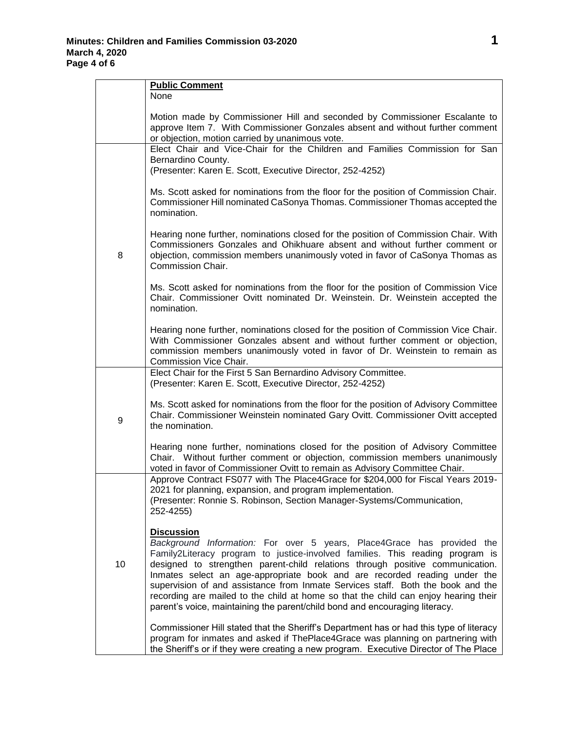| | |
|---|---|
| | **Public Comment**<br>None<br><br>Motion made by Commissioner Hill and seconded by Commissioner Escalante to approve Item 7. With Commissioner Gonzales absent and without further comment or objection, motion carried by unanimous vote. |
| 8 | Elect Chair and Vice-Chair for the Children and Families Commission for San Bernardino County.<br>(Presenter: Karen E. Scott, Executive Director, 252-4252)<br><br>Ms. Scott asked for nominations from the floor for the position of Commission Chair. Commissioner Hill nominated CaSonya Thomas. Commissioner Thomas accepted the nomination.<br><br>Hearing none further, nominations closed for the position of Commission Chair. With Commissioners Gonzales and Ohikhuare absent and without further comment or objection, commission members unanimously voted in favor of CaSonya Thomas as Commission Chair.<br><br>Ms. Scott asked for nominations from the floor for the position of Commission Vice Chair. Commissioner Ovitt nominated Dr. Weinstein. Dr. Weinstein accepted the nomination.<br><br>Hearing none further, nominations closed for the position of Commission Vice Chair. With Commissioner Gonzales absent and without further comment or objection, commission members unanimously voted in favor of Dr. Weinstein to remain as Commission Vice Chair. |
| 9 | Elect Chair for the First 5 San Bernardino Advisory Committee.<br>(Presenter: Karen E. Scott, Executive Director, 252-4252)<br><br>Ms. Scott asked for nominations from the floor for the position of Advisory Committee Chair. Commissioner Weinstein nominated Gary Ovitt. Commissioner Ovitt accepted the nomination.<br><br>Hearing none further, nominations closed for the position of Advisory Committee Chair. Without further comment or objection, commission members unanimously voted in favor of Commissioner Ovitt to remain as Advisory Committee Chair. |
| 10 | Approve Contract FS077 with The Place4Grace for $204,000 for Fiscal Years 2019-2021 for planning, expansion, and program implementation.<br>(Presenter: Ronnie S. Robinson, Section Manager-Systems/Communication, 252-4255)<br><br>**Discussion**<br>*Background Information:* For over 5 years, Place4Grace has provided the Family2Literacy program to justice-involved families. This reading program is designed to strengthen parent-child relations through positive communication. Inmates select an age-appropriate book and are recorded reading under the supervision of and assistance from Inmate Services staff. Both the book and the recording are mailed to the child at home so that the child can enjoy hearing their parent's voice, maintaining the parent/child bond and encouraging literacy.<br><br>Commissioner Hill stated that the Sheriff's Department has or had this type of literacy program for inmates and asked if ThePlace4Grace was planning on partnering with the Sheriff's or if they were creating a new program. Executive Director of The Place |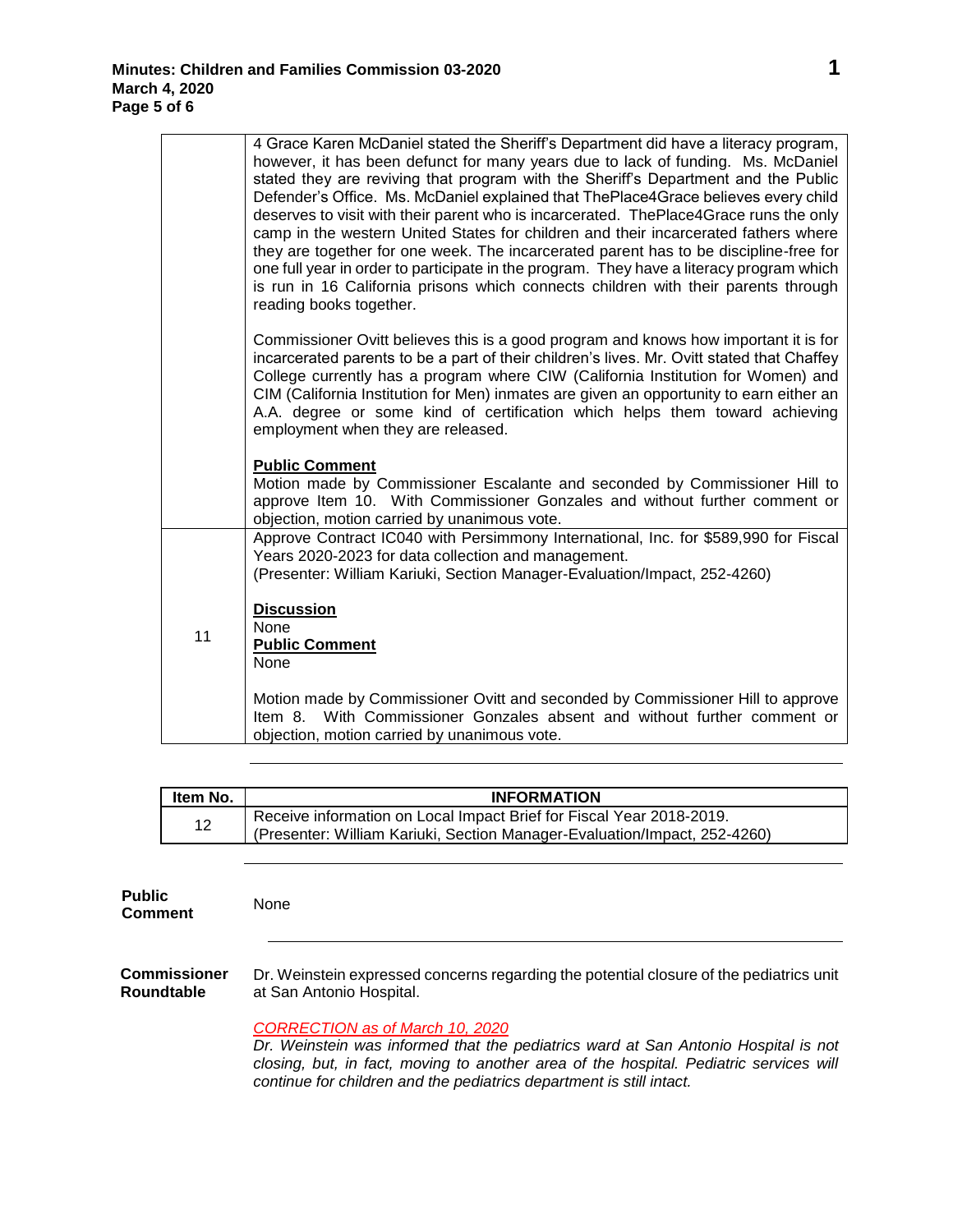| | |
|---|---|
| | 4 Grace Karen McDaniel stated the Sheriff's Department did have a literacy program, however, it has been defunct for many years due to lack of funding. Ms. McDaniel stated they are reviving that program with the Sheriff's Department and the Public Defender's Office. Ms. McDaniel explained that ThePlace4Grace believes every child deserves to visit with their parent who is incarcerated. ThePlace4Grace runs the only camp in the western United States for children and their incarcerated fathers where they are together for one week. The incarcerated parent has to be discipline-free for one full year in order to participate in the program. They have a literacy program which is run in 16 California prisons which connects children with their parents through reading books together.<br><br>Commissioner Ovitt believes this is a good program and knows how important it is for incarcerated parents to be a part of their children's lives. Mr. Ovitt stated that Chaffey College currently has a program where CIW (California Institution for Women) and CIM (California Institution for Men) inmates are given an opportunity to earn either an A.A. degree or some kind of certification which helps them toward achieving employment when they are released.<br><br>**Public Comment**<br>Motion made by Commissioner Escalante and seconded by Commissioner Hill to approve Item 10. With Commissioner Gonzales and without further comment or objection, motion carried by unanimous vote. |
| 11 | Approve Contract IC040 with Persimmony International, Inc. for $589,990 for Fiscal Years 2020-2023 for data collection and management.<br>(Presenter: William Kariuki, Section Manager-Evaluation/Impact, 252-4260)<br><br>**Discussion**<br>None<br>**Public Comment**<br>None<br><br>Motion made by Commissioner Ovitt and seconded by Commissioner Hill to approve Item 8. With Commissioner Gonzales absent and without further comment or objection, motion carried by unanimous vote. |

| Item No. | INFORMATION |
|---|---|
| 12 | Receive information on Local Impact Brief for Fiscal Year 2018-2019.<br>(Presenter: William Kariuki, Section Manager-Evaluation/Impact, 252-4260) |

**Public Comment** None

**Commissioner Roundtable** Dr. Weinstein expressed concerns regarding the potential closure of the pediatrics unit at San Antonio Hospital.

*CORRECTION as of March 10, 2020*
*Dr. Weinstein was informed that the pediatrics ward at San Antonio Hospital is not closing, but, in fact, moving to another area of the hospital. Pediatric services will continue for children and the pediatrics department is still intact.*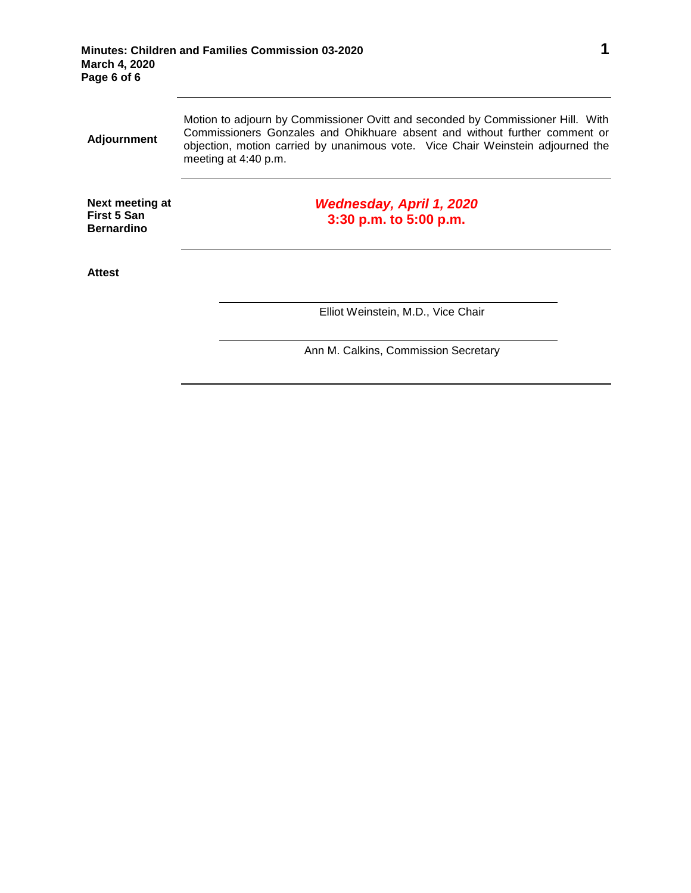**Adjournment**

Motion to adjourn by Commissioner Ovitt and seconded by Commissioner Hill. With Commissioners Gonzales and Ohikhuare absent and without further comment or objection, motion carried by unanimous vote. Vice Chair Weinstein adjourned the meeting at 4:40 p.m.

**Next meeting at First 5 San Bernardino**

***Wednesday, April 1, 2020***
**3:30 p.m. to 5:00 p.m.**

**Attest**

Elliot Weinstein, M.D., Vice Chair

Ann M. Calkins, Commission Secretary